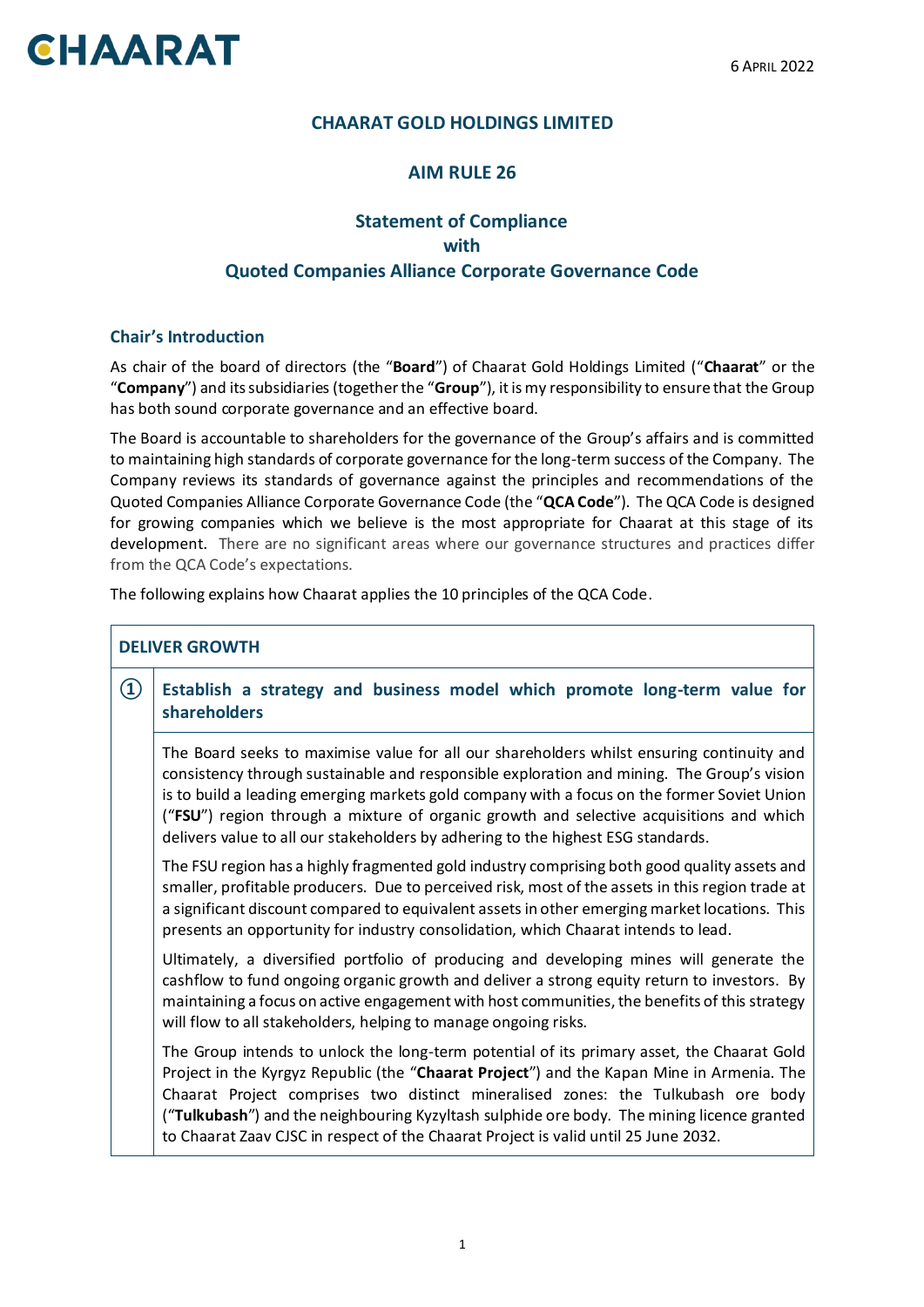CHAARAT

6 April 2022

# CHAARAT GOLD HOLDINGS LIMITED

## AIM RULE 26

## Statement of Compliance with Quoted Companies Alliance Corporate Governance Code

### Chair's Introduction

As chair of the board of directors (the "**Board**") of Chaarat Gold Holdings Limited ("**Chaarat**" or the "**Company**") and its subsidiaries (together the "**Group**"), it is my responsibility to ensure that the Group has both sound corporate governance and an effective board.

The Board is accountable to shareholders for the governance of the Group's affairs and is committed to maintaining high standards of corporate governance for the long-term success of the Company. The Company reviews its standards of governance against the principles and recommendations of the Quoted Companies Alliance Corporate Governance Code (the "**QCA Code**"). The QCA Code is designed for growing companies which we believe is the most appropriate for Chaarat at this stage of its development. There are no significant areas where our governance structures and practices differ from the QCA Code's expectations.

The following explains how Chaarat applies the 10 principles of the QCA Code.

### DELIVER GROWTH

#### ① Establish a strategy and business model which promote long-term value for shareholders

The Board seeks to maximise value for all our shareholders whilst ensuring continuity and consistency through sustainable and responsible exploration and mining. The Group's vision is to build a leading emerging markets gold company with a focus on the former Soviet Union ("**FSU**") region through a mixture of organic growth and selective acquisitions and which delivers value to all our stakeholders by adhering to the highest ESG standards.

The FSU region has a highly fragmented gold industry comprising both good quality assets and smaller, profitable producers. Due to perceived risk, most of the assets in this region trade at a significant discount compared to equivalent assets in other emerging market locations. This presents an opportunity for industry consolidation, which Chaarat intends to lead.

Ultimately, a diversified portfolio of producing and developing mines will generate the cashflow to fund ongoing organic growth and deliver a strong equity return to investors. By maintaining a focus on active engagement with host communities, the benefits of this strategy will flow to all stakeholders, helping to manage ongoing risks.

The Group intends to unlock the long-term potential of its primary asset, the Chaarat Gold Project in the Kyrgyz Republic (the "**Chaarat Project**") and the Kapan Mine in Armenia. The Chaarat Project comprises two distinct mineralised zones: the Tulkubash ore body ("**Tulkubash**") and the neighbouring Kyzyltash sulphide ore body. The mining licence granted to Chaarat Zaav CJSC in respect of the Chaarat Project is valid until 25 June 2032.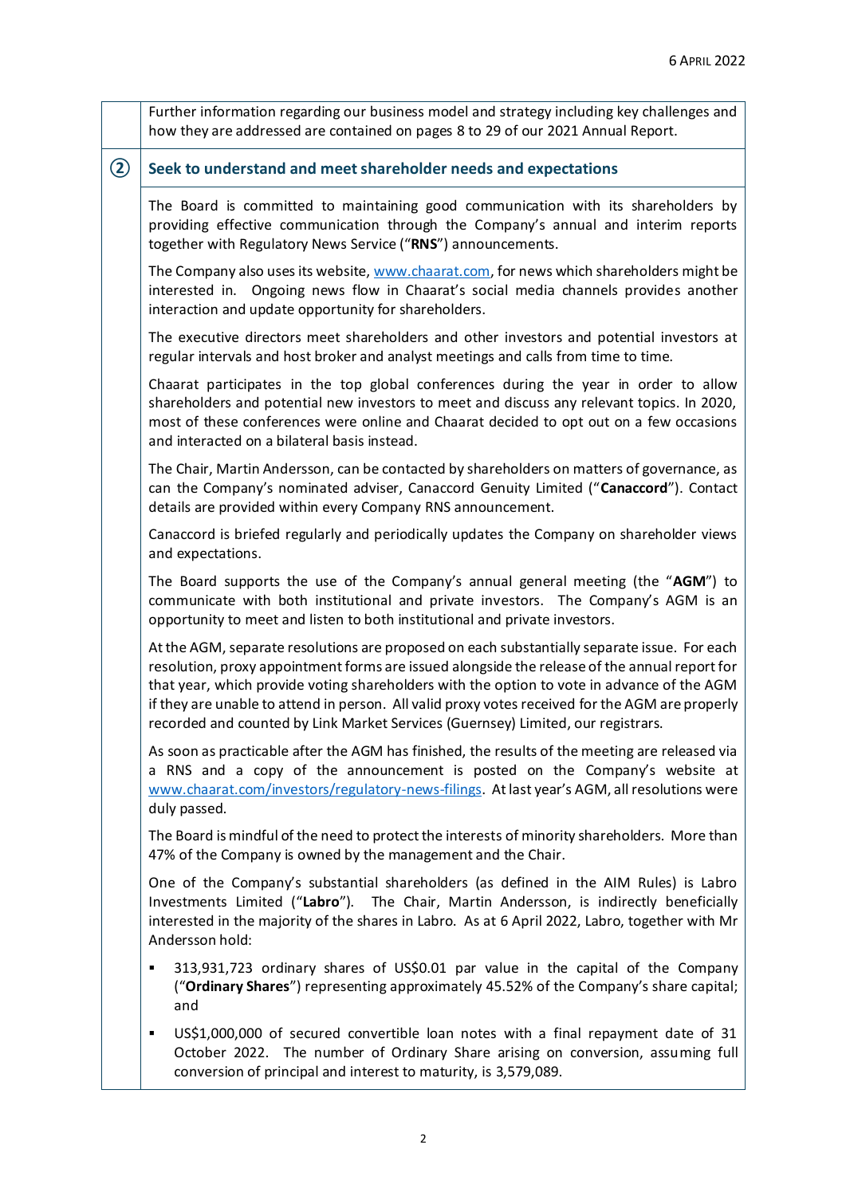Further information regarding our business model and strategy including key challenges and how they are addressed are contained on pages 8 to 29 of our 2021 Annual Report.

## ② Seek to understand and meet shareholder needs and expectations

The Board is committed to maintaining good communication with its shareholders by providing effective communication through the Company's annual and interim reports together with Regulatory News Service ("**RNS**") announcements.

The Company also uses its website, www.chaarat.com, for news which shareholders might be interested in. Ongoing news flow in Chaarat's social media channels provides another interaction and update opportunity for shareholders.

The executive directors meet shareholders and other investors and potential investors at regular intervals and host broker and analyst meetings and calls from time to time.

Chaarat participates in the top global conferences during the year in order to allow shareholders and potential new investors to meet and discuss any relevant topics. In 2020, most of these conferences were online and Chaarat decided to opt out on a few occasions and interacted on a bilateral basis instead.

The Chair, Martin Andersson, can be contacted by shareholders on matters of governance, as can the Company's nominated adviser, Canaccord Genuity Limited ("**Canaccord**"). Contact details are provided within every Company RNS announcement.

Canaccord is briefed regularly and periodically updates the Company on shareholder views and expectations.

The Board supports the use of the Company's annual general meeting (the "**AGM**") to communicate with both institutional and private investors. The Company's AGM is an opportunity to meet and listen to both institutional and private investors.

At the AGM, separate resolutions are proposed on each substantially separate issue. For each resolution, proxy appointment forms are issued alongside the release of the annual report for that year, which provide voting shareholders with the option to vote in advance of the AGM if they are unable to attend in person. All valid proxy votes received for the AGM are properly recorded and counted by Link Market Services (Guernsey) Limited, our registrars.

As soon as practicable after the AGM has finished, the results of the meeting are released via a RNS and a copy of the announcement is posted on the Company's website at www.chaarat.com/investors/regulatory-news-filings. At last year's AGM, all resolutions were duly passed.

The Board is mindful of the need to protect the interests of minority shareholders. More than 47% of the Company is owned by the management and the Chair.

One of the Company's substantial shareholders (as defined in the AIM Rules) is Labro Investments Limited ("**Labro**"). The Chair, Martin Andersson, is indirectly beneficially interested in the majority of the shares in Labro. As at 6 April 2022, Labro, together with Mr Andersson hold:

- 313,931,723 ordinary shares of US$0.01 par value in the capital of the Company ("**Ordinary Shares**") representing approximately 45.52% of the Company's share capital; and
- US$1,000,000 of secured convertible loan notes with a final repayment date of 31 October 2022. The number of Ordinary Share arising on conversion, assuming full conversion of principal and interest to maturity, is 3,579,089.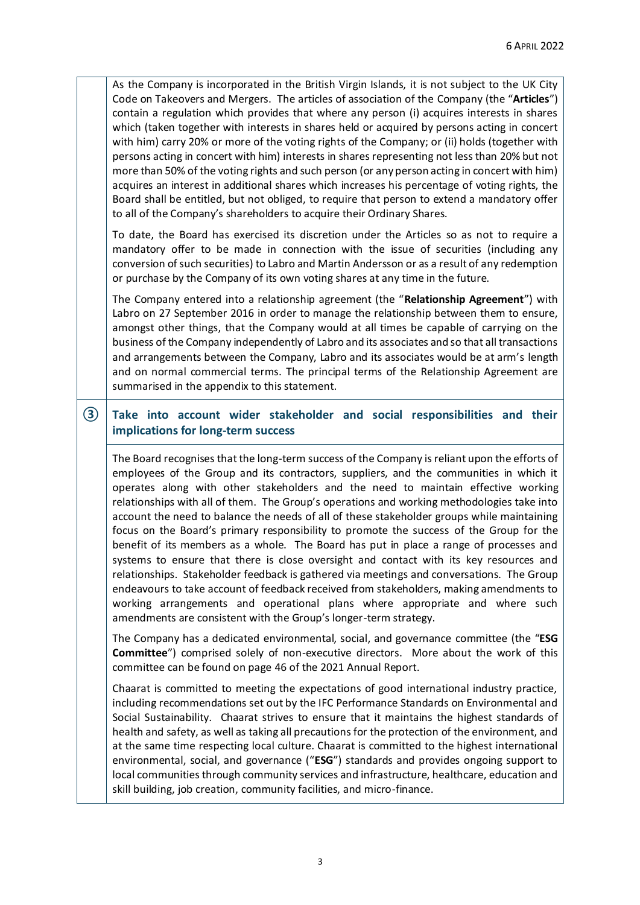As the Company is incorporated in the British Virgin Islands, it is not subject to the UK City Code on Takeovers and Mergers. The articles of association of the Company (the "**Articles**") contain a regulation which provides that where any person (i) acquires interests in shares which (taken together with interests in shares held or acquired by persons acting in concert with him) carry 20% or more of the voting rights of the Company; or (ii) holds (together with persons acting in concert with him) interests in shares representing not less than 20% but not more than 50% of the voting rights and such person (or any person acting in concert with him) acquires an interest in additional shares which increases his percentage of voting rights, the Board shall be entitled, but not obliged, to require that person to extend a mandatory offer to all of the Company's shareholders to acquire their Ordinary Shares.

To date, the Board has exercised its discretion under the Articles so as not to require a mandatory offer to be made in connection with the issue of securities (including any conversion of such securities) to Labro and Martin Andersson or as a result of any redemption or purchase by the Company of its own voting shares at any time in the future.

The Company entered into a relationship agreement (the "**Relationship Agreement**") with Labro on 27 September 2016 in order to manage the relationship between them to ensure, amongst other things, that the Company would at all times be capable of carrying on the business of the Company independently of Labro and its associates and so that all transactions and arrangements between the Company, Labro and its associates would be at arm's length and on normal commercial terms. The principal terms of the Relationship Agreement are summarised in the appendix to this statement.

## ③ Take into account wider stakeholder and social responsibilities and their implications for long-term success

The Board recognises that the long-term success of the Company is reliant upon the efforts of employees of the Group and its contractors, suppliers, and the communities in which it operates along with other stakeholders and the need to maintain effective working relationships with all of them. The Group's operations and working methodologies take into account the need to balance the needs of all of these stakeholder groups while maintaining focus on the Board's primary responsibility to promote the success of the Group for the benefit of its members as a whole. The Board has put in place a range of processes and systems to ensure that there is close oversight and contact with its key resources and relationships. Stakeholder feedback is gathered via meetings and conversations. The Group endeavours to take account of feedback received from stakeholders, making amendments to working arrangements and operational plans where appropriate and where such amendments are consistent with the Group's longer-term strategy.

The Company has a dedicated environmental, social, and governance committee (the "**ESG Committee**") comprised solely of non-executive directors. More about the work of this committee can be found on page 46 of the 2021 Annual Report.

Chaarat is committed to meeting the expectations of good international industry practice, including recommendations set out by the IFC Performance Standards on Environmental and Social Sustainability. Chaarat strives to ensure that it maintains the highest standards of health and safety, as well as taking all precautions for the protection of the environment, and at the same time respecting local culture. Chaarat is committed to the highest international environmental, social, and governance ("**ESG**") standards and provides ongoing support to local communities through community services and infrastructure, healthcare, education and skill building, job creation, community facilities, and micro-finance.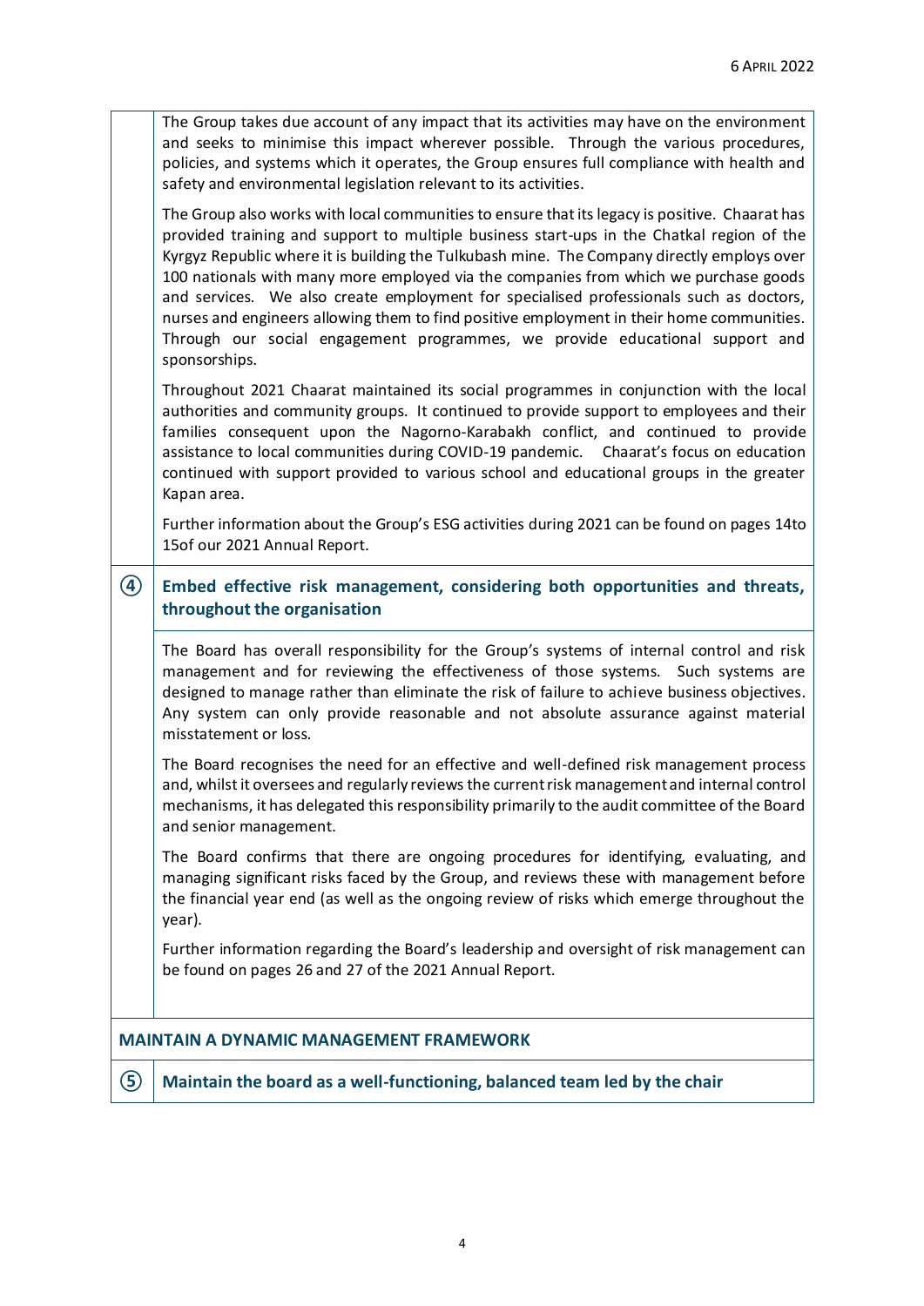The Group takes due account of any impact that its activities may have on the environment and seeks to minimise this impact wherever possible. Through the various procedures, policies, and systems which it operates, the Group ensures full compliance with health and safety and environmental legislation relevant to its activities.

The Group also works with local communities to ensure that its legacy is positive. Chaarat has provided training and support to multiple business start-ups in the Chatkal region of the Kyrgyz Republic where it is building the Tulkubash mine. The Company directly employs over 100 nationals with many more employed via the companies from which we purchase goods and services. We also create employment for specialised professionals such as doctors, nurses and engineers allowing them to find positive employment in their home communities. Through our social engagement programmes, we provide educational support and sponsorships.

Throughout 2021 Chaarat maintained its social programmes in conjunction with the local authorities and community groups. It continued to provide support to employees and their families consequent upon the Nagorno-Karabakh conflict, and continued to provide assistance to local communities during COVID-19 pandemic. Chaarat's focus on education continued with support provided to various school and educational groups in the greater Kapan area.

Further information about the Group's ESG activities during 2021 can be found on pages 14to 15of our 2021 Annual Report.

## ④ Embed effective risk management, considering both opportunities and threats, throughout the organisation

The Board has overall responsibility for the Group's systems of internal control and risk management and for reviewing the effectiveness of those systems. Such systems are designed to manage rather than eliminate the risk of failure to achieve business objectives. Any system can only provide reasonable and not absolute assurance against material misstatement or loss.

The Board recognises the need for an effective and well-defined risk management process and, whilst it oversees and regularly reviews the current risk management and internal control mechanisms, it has delegated this responsibility primarily to the audit committee of the Board and senior management.

The Board confirms that there are ongoing procedures for identifying, evaluating, and managing significant risks faced by the Group, and reviews these with management before the financial year end (as well as the ongoing review of risks which emerge throughout the year).

Further information regarding the Board's leadership and oversight of risk management can be found on pages 26 and 27 of the 2021 Annual Report.

# MAINTAIN A DYNAMIC MANAGEMENT FRAMEWORK

## ⑤ Maintain the board as a well-functioning, balanced team led by the chair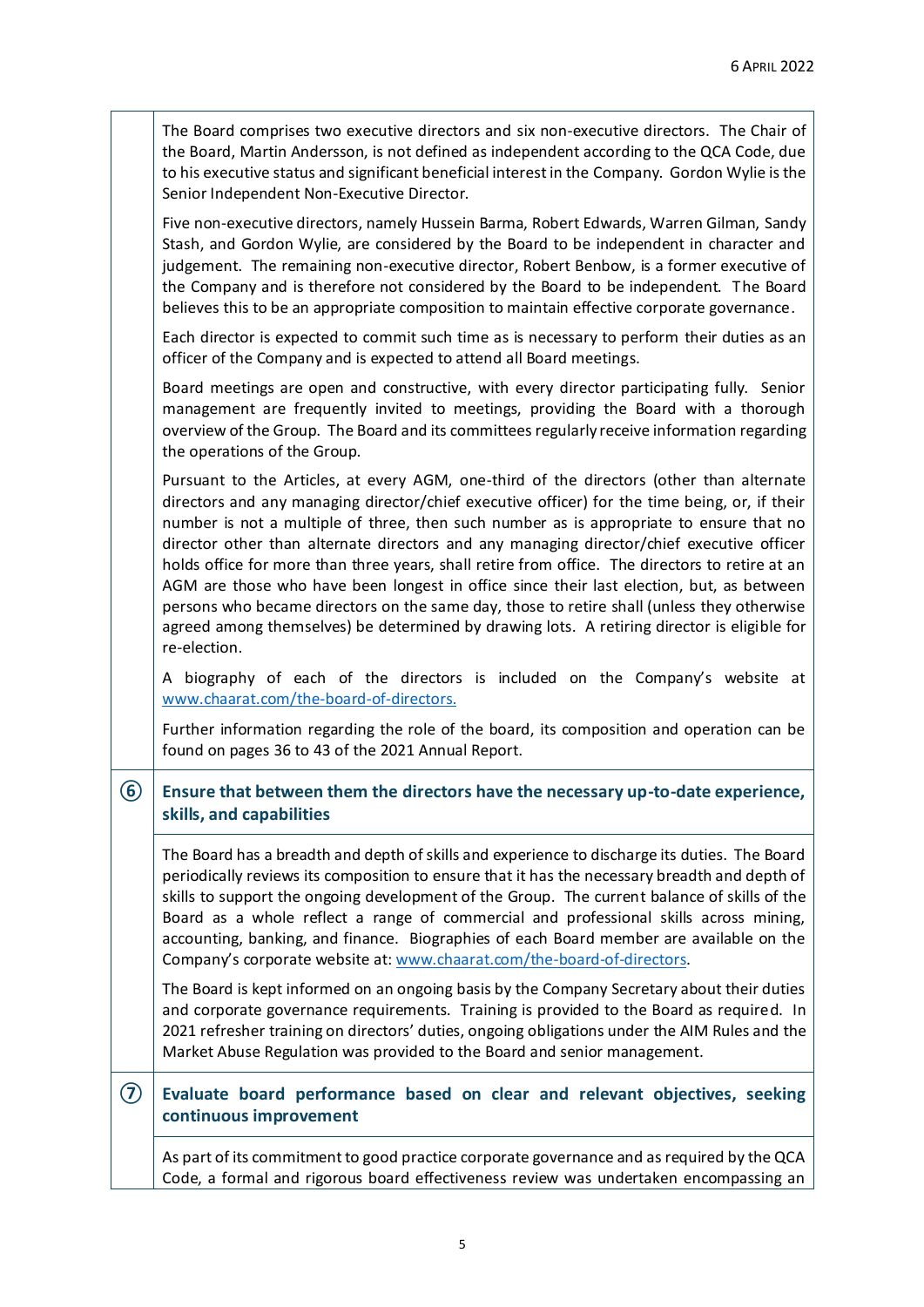The Board comprises two executive directors and six non-executive directors. The Chair of the Board, Martin Andersson, is not defined as independent according to the QCA Code, due to his executive status and significant beneficial interest in the Company. Gordon Wylie is the Senior Independent Non-Executive Director.

Five non-executive directors, namely Hussein Barma, Robert Edwards, Warren Gilman, Sandy Stash, and Gordon Wylie, are considered by the Board to be independent in character and judgement. The remaining non-executive director, Robert Benbow, is a former executive of the Company and is therefore not considered by the Board to be independent. The Board believes this to be an appropriate composition to maintain effective corporate governance.

Each director is expected to commit such time as is necessary to perform their duties as an officer of the Company and is expected to attend all Board meetings.

Board meetings are open and constructive, with every director participating fully. Senior management are frequently invited to meetings, providing the Board with a thorough overview of the Group. The Board and its committees regularly receive information regarding the operations of the Group.

Pursuant to the Articles, at every AGM, one-third of the directors (other than alternate directors and any managing director/chief executive officer) for the time being, or, if their number is not a multiple of three, then such number as is appropriate to ensure that no director other than alternate directors and any managing director/chief executive officer holds office for more than three years, shall retire from office. The directors to retire at an AGM are those who have been longest in office since their last election, but, as between persons who became directors on the same day, those to retire shall (unless they otherwise agreed among themselves) be determined by drawing lots. A retiring director is eligible for re-election.

A biography of each of the directors is included on the Company's website at www.chaarat.com/the-board-of-directors.

Further information regarding the role of the board, its composition and operation can be found on pages 36 to 43 of the 2021 Annual Report.

## ⑥ Ensure that between them the directors have the necessary up-to-date experience, skills, and capabilities

The Board has a breadth and depth of skills and experience to discharge its duties. The Board periodically reviews its composition to ensure that it has the necessary breadth and depth of skills to support the ongoing development of the Group. The current balance of skills of the Board as a whole reflect a range of commercial and professional skills across mining, accounting, banking, and finance. Biographies of each Board member are available on the Company's corporate website at: www.chaarat.com/the-board-of-directors.

The Board is kept informed on an ongoing basis by the Company Secretary about their duties and corporate governance requirements. Training is provided to the Board as required. In 2021 refresher training on directors' duties, ongoing obligations under the AIM Rules and the Market Abuse Regulation was provided to the Board and senior management.

## ⑦ Evaluate board performance based on clear and relevant objectives, seeking continuous improvement

As part of its commitment to good practice corporate governance and as required by the QCA Code, a formal and rigorous board effectiveness review was undertaken encompassing an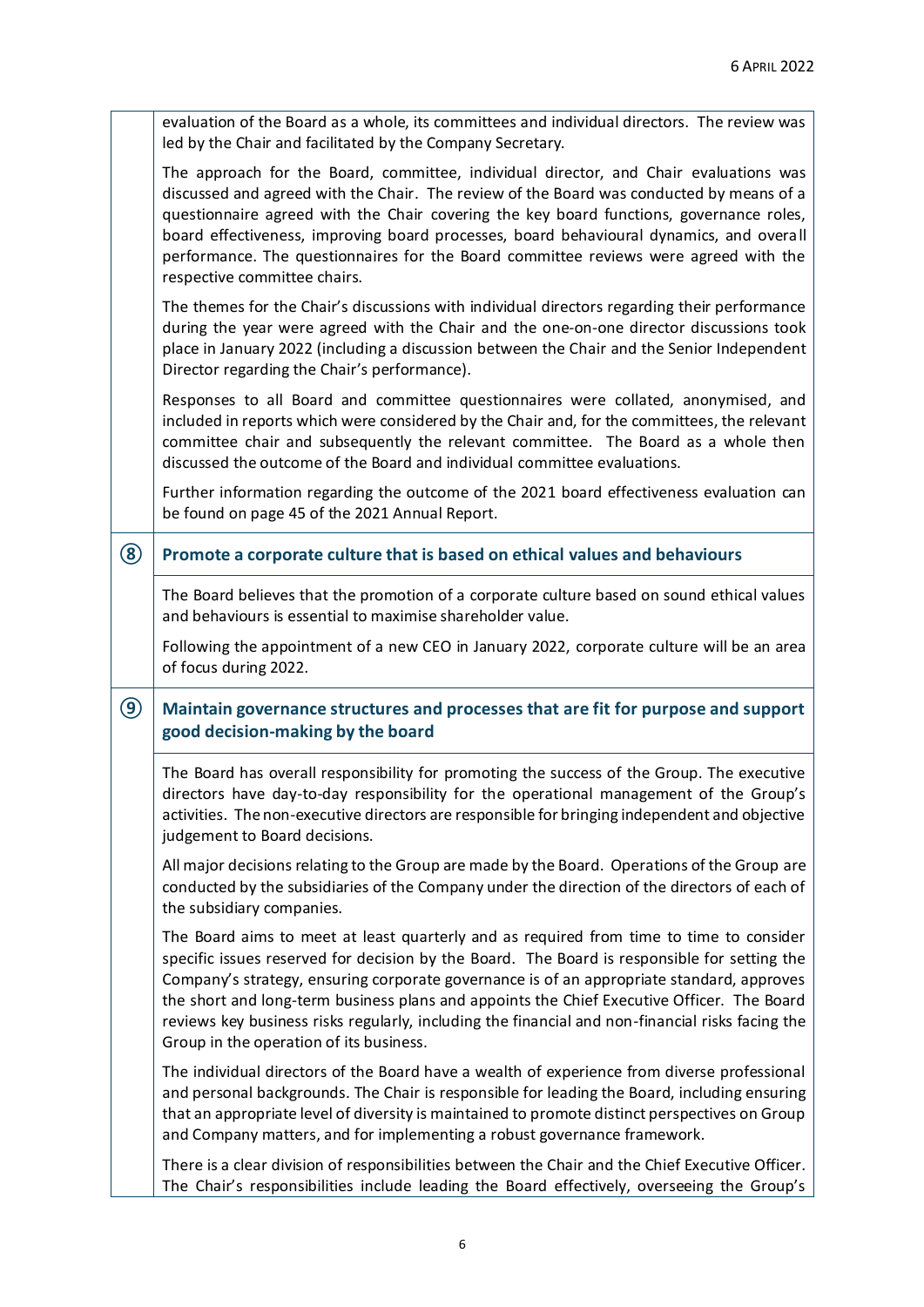evaluation of the Board as a whole, its committees and individual directors. The review was led by the Chair and facilitated by the Company Secretary.

The approach for the Board, committee, individual director, and Chair evaluations was discussed and agreed with the Chair. The review of the Board was conducted by means of a questionnaire agreed with the Chair covering the key board functions, governance roles, board effectiveness, improving board processes, board behavioural dynamics, and overall performance. The questionnaires for the Board committee reviews were agreed with the respective committee chairs.

The themes for the Chair's discussions with individual directors regarding their performance during the year were agreed with the Chair and the one-on-one director discussions took place in January 2022 (including a discussion between the Chair and the Senior Independent Director regarding the Chair's performance).

Responses to all Board and committee questionnaires were collated, anonymised, and included in reports which were considered by the Chair and, for the committees, the relevant committee chair and subsequently the relevant committee. The Board as a whole then discussed the outcome of the Board and individual committee evaluations.

Further information regarding the outcome of the 2021 board effectiveness evaluation can be found on page 45 of the 2021 Annual Report.

## ⑧ Promote a corporate culture that is based on ethical values and behaviours

The Board believes that the promotion of a corporate culture based on sound ethical values and behaviours is essential to maximise shareholder value.

Following the appointment of a new CEO in January 2022, corporate culture will be an area of focus during 2022.

## ⑨ Maintain governance structures and processes that are fit for purpose and support good decision-making by the board

The Board has overall responsibility for promoting the success of the Group. The executive directors have day-to-day responsibility for the operational management of the Group's activities. The non-executive directors are responsible for bringing independent and objective judgement to Board decisions.

All major decisions relating to the Group are made by the Board. Operations of the Group are conducted by the subsidiaries of the Company under the direction of the directors of each of the subsidiary companies.

The Board aims to meet at least quarterly and as required from time to time to consider specific issues reserved for decision by the Board. The Board is responsible for setting the Company's strategy, ensuring corporate governance is of an appropriate standard, approves the short and long-term business plans and appoints the Chief Executive Officer. The Board reviews key business risks regularly, including the financial and non-financial risks facing the Group in the operation of its business.

The individual directors of the Board have a wealth of experience from diverse professional and personal backgrounds. The Chair is responsible for leading the Board, including ensuring that an appropriate level of diversity is maintained to promote distinct perspectives on Group and Company matters, and for implementing a robust governance framework.

There is a clear division of responsibilities between the Chair and the Chief Executive Officer. The Chair's responsibilities include leading the Board effectively, overseeing the Group's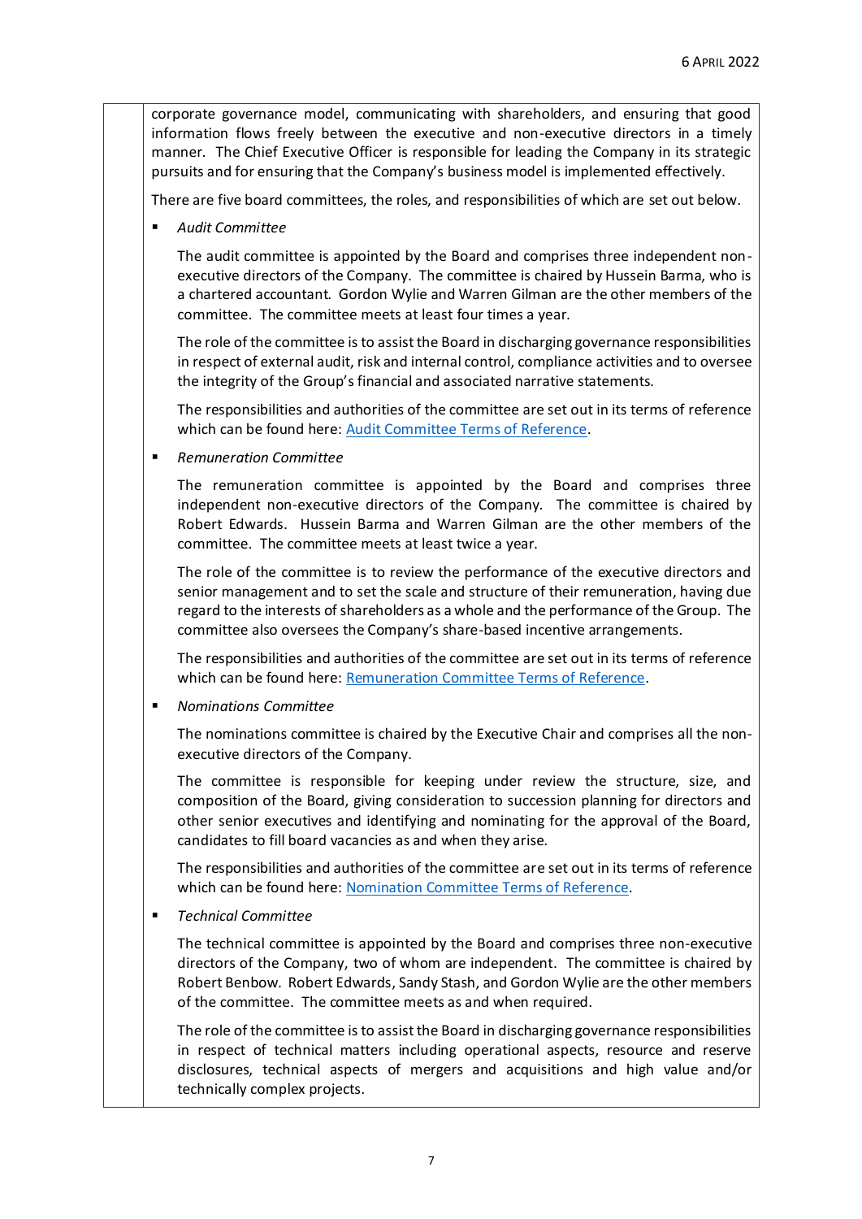corporate governance model, communicating with shareholders, and ensuring that good information flows freely between the executive and non-executive directors in a timely manner. The Chief Executive Officer is responsible for leading the Company in its strategic pursuits and for ensuring that the Company's business model is implemented effectively.

There are five board committees, the roles, and responsibilities of which are set out below.

- *Audit Committee*

  The audit committee is appointed by the Board and comprises three independent non-executive directors of the Company. The committee is chaired by Hussein Barma, who is a chartered accountant. Gordon Wylie and Warren Gilman are the other members of the committee. The committee meets at least four times a year.

  The role of the committee is to assist the Board in discharging governance responsibilities in respect of external audit, risk and internal control, compliance activities and to oversee the integrity of the Group's financial and associated narrative statements.

  The responsibilities and authorities of the committee are set out in its terms of reference which can be found here: Audit Committee Terms of Reference.

- *Remuneration Committee*

  The remuneration committee is appointed by the Board and comprises three independent non-executive directors of the Company. The committee is chaired by Robert Edwards. Hussein Barma and Warren Gilman are the other members of the committee. The committee meets at least twice a year.

  The role of the committee is to review the performance of the executive directors and senior management and to set the scale and structure of their remuneration, having due regard to the interests of shareholders as a whole and the performance of the Group. The committee also oversees the Company's share-based incentive arrangements.

  The responsibilities and authorities of the committee are set out in its terms of reference which can be found here: Remuneration Committee Terms of Reference.

- *Nominations Committee*

  The nominations committee is chaired by the Executive Chair and comprises all the non-executive directors of the Company.

  The committee is responsible for keeping under review the structure, size, and composition of the Board, giving consideration to succession planning for directors and other senior executives and identifying and nominating for the approval of the Board, candidates to fill board vacancies as and when they arise.

  The responsibilities and authorities of the committee are set out in its terms of reference which can be found here: Nomination Committee Terms of Reference.

- *Technical Committee*

  The technical committee is appointed by the Board and comprises three non-executive directors of the Company, two of whom are independent. The committee is chaired by Robert Benbow. Robert Edwards, Sandy Stash, and Gordon Wylie are the other members of the committee. The committee meets as and when required.

  The role of the committee is to assist the Board in discharging governance responsibilities in respect of technical matters including operational aspects, resource and reserve disclosures, technical aspects of mergers and acquisitions and high value and/or technically complex projects.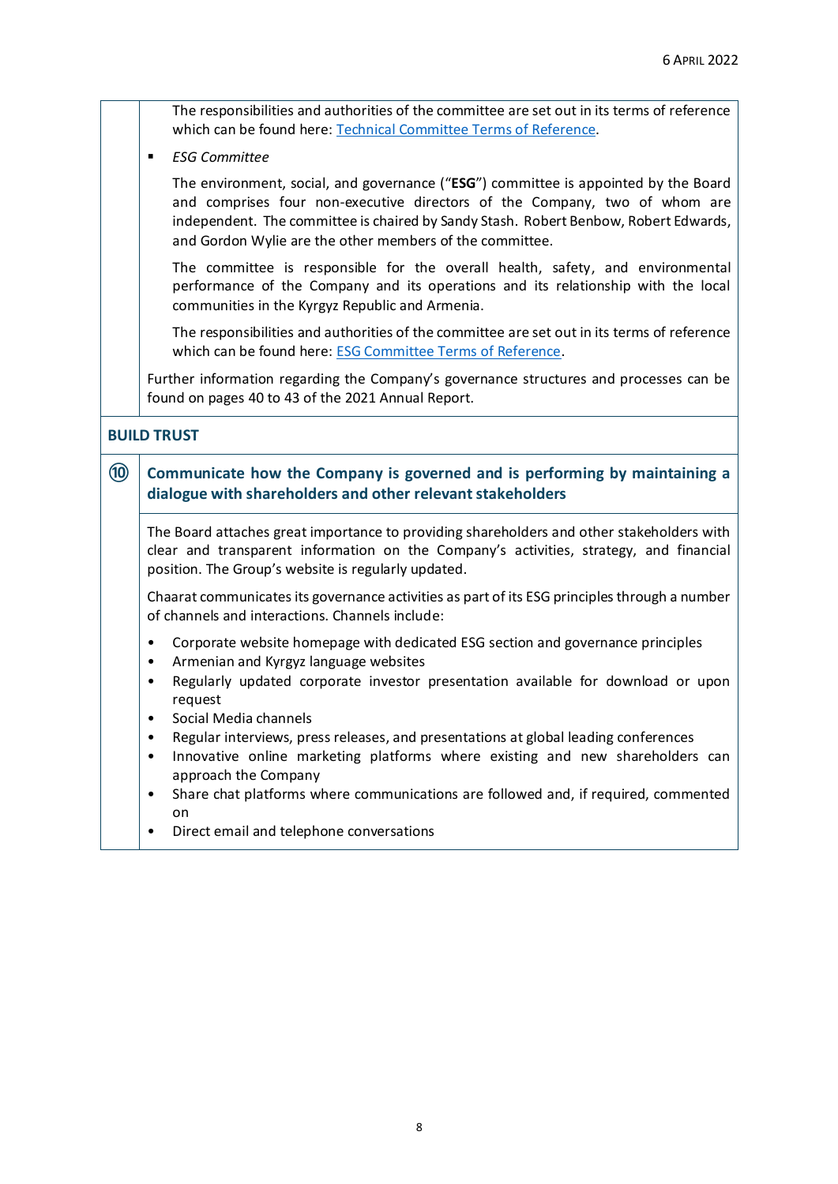The responsibilities and authorities of the committee are set out in its terms of reference which can be found here: [Technical Committee Terms of Reference](Technical Committee Terms of Reference).

- *ESG Committee*

  The environment, social, and governance ("**ESG**") committee is appointed by the Board and comprises four non-executive directors of the Company, two of whom are independent. The committee is chaired by Sandy Stash. Robert Benbow, Robert Edwards, and Gordon Wylie are the other members of the committee.

  The committee is responsible for the overall health, safety, and environmental performance of the Company and its operations and its relationship with the local communities in the Kyrgyz Republic and Armenia.

  The responsibilities and authorities of the committee are set out in its terms of reference which can be found here: [ESG Committee Terms of Reference](ESG Committee Terms of Reference).

Further information regarding the Company's governance structures and processes can be found on pages 40 to 43 of the 2021 Annual Report.

## BUILD TRUST

### ⑩ Communicate how the Company is governed and is performing by maintaining a dialogue with shareholders and other relevant stakeholders

The Board attaches great importance to providing shareholders and other stakeholders with clear and transparent information on the Company's activities, strategy, and financial position. The Group's website is regularly updated.

Chaarat communicates its governance activities as part of its ESG principles through a number of channels and interactions. Channels include:

- Corporate website homepage with dedicated ESG section and governance principles
- Armenian and Kyrgyz language websites
- Regularly updated corporate investor presentation available for download or upon request
- Social Media channels
- Regular interviews, press releases, and presentations at global leading conferences
- Innovative online marketing platforms where existing and new shareholders can approach the Company
- Share chat platforms where communications are followed and, if required, commented on
- Direct email and telephone conversations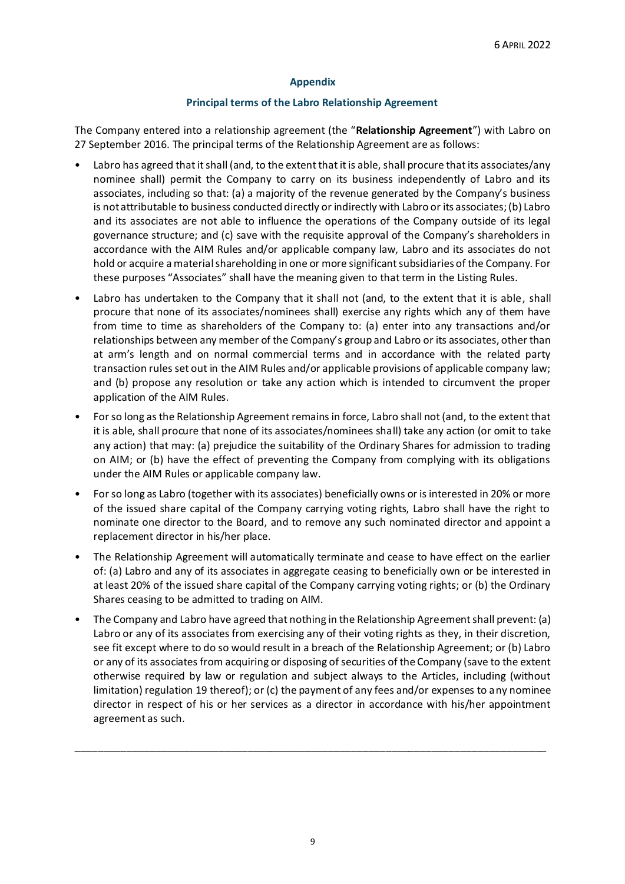## Appendix

### Principal terms of the Labro Relationship Agreement

The Company entered into a relationship agreement (the "**Relationship Agreement**") with Labro on 27 September 2016. The principal terms of the Relationship Agreement are as follows:

- Labro has agreed that it shall (and, to the extent that it is able, shall procure that its associates/any nominee shall) permit the Company to carry on its business independently of Labro and its associates, including so that: (a) a majority of the revenue generated by the Company's business is not attributable to business conducted directly or indirectly with Labro or its associates; (b) Labro and its associates are not able to influence the operations of the Company outside of its legal governance structure; and (c) save with the requisite approval of the Company's shareholders in accordance with the AIM Rules and/or applicable company law, Labro and its associates do not hold or acquire a material shareholding in one or more significant subsidiaries of the Company. For these purposes "Associates" shall have the meaning given to that term in the Listing Rules.
- Labro has undertaken to the Company that it shall not (and, to the extent that it is able, shall procure that none of its associates/nominees shall) exercise any rights which any of them have from time to time as shareholders of the Company to: (a) enter into any transactions and/or relationships between any member of the Company's group and Labro or its associates, other than at arm's length and on normal commercial terms and in accordance with the related party transaction rules set out in the AIM Rules and/or applicable provisions of applicable company law; and (b) propose any resolution or take any action which is intended to circumvent the proper application of the AIM Rules.
- For so long as the Relationship Agreement remains in force, Labro shall not (and, to the extent that it is able, shall procure that none of its associates/nominees shall) take any action (or omit to take any action) that may: (a) prejudice the suitability of the Ordinary Shares for admission to trading on AIM; or (b) have the effect of preventing the Company from complying with its obligations under the AIM Rules or applicable company law.
- For so long as Labro (together with its associates) beneficially owns or is interested in 20% or more of the issued share capital of the Company carrying voting rights, Labro shall have the right to nominate one director to the Board, and to remove any such nominated director and appoint a replacement director in his/her place.
- The Relationship Agreement will automatically terminate and cease to have effect on the earlier of: (a) Labro and any of its associates in aggregate ceasing to beneficially own or be interested in at least 20% of the issued share capital of the Company carrying voting rights; or (b) the Ordinary Shares ceasing to be admitted to trading on AIM.
- The Company and Labro have agreed that nothing in the Relationship Agreement shall prevent: (a) Labro or any of its associates from exercising any of their voting rights as they, in their discretion, see fit except where to do so would result in a breach of the Relationship Agreement; or (b) Labro or any of its associates from acquiring or disposing of securities of the Company (save to the extent otherwise required by law or regulation and subject always to the Articles, including (without limitation) regulation 19 thereof); or (c) the payment of any fees and/or expenses to any nominee director in respect of his or her services as a director in accordance with his/her appointment agreement as such.

---